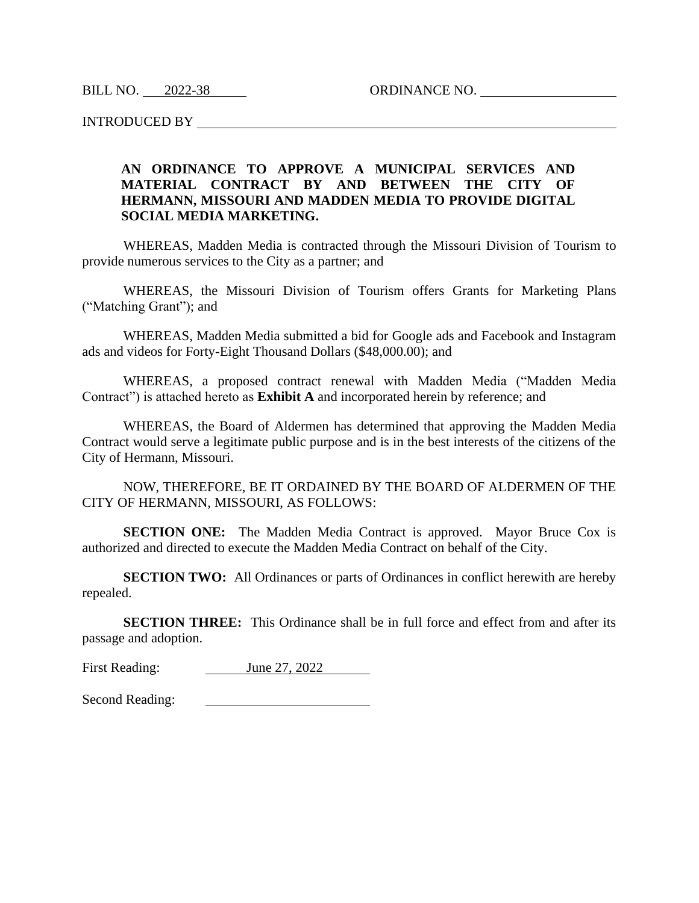BILL NO. 2022-38 ORDINANCE NO. ____________________

INTRODUCED BY ______________________________________________________________

**AN ORDINANCE TO APPROVE A MUNICIPAL SERVICES AND MATERIAL CONTRACT BY AND BETWEEN THE CITY OF HERMANN, MISSOURI AND MADDEN MEDIA TO PROVIDE DIGITAL SOCIAL MEDIA MARKETING.**

WHEREAS, Madden Media is contracted through the Missouri Division of Tourism to provide numerous services to the City as a partner; and

WHEREAS, the Missouri Division of Tourism offers Grants for Marketing Plans ("Matching Grant"); and

WHEREAS, Madden Media submitted a bid for Google ads and Facebook and Instagram ads and videos for Forty-Eight Thousand Dollars ($48,000.00); and

WHEREAS, a proposed contract renewal with Madden Media ("Madden Media Contract") is attached hereto as **Exhibit A** and incorporated herein by reference; and

WHEREAS, the Board of Aldermen has determined that approving the Madden Media Contract would serve a legitimate public purpose and is in the best interests of the citizens of the City of Hermann, Missouri.

NOW, THEREFORE, BE IT ORDAINED BY THE BOARD OF ALDERMEN OF THE CITY OF HERMANN, MISSOURI, AS FOLLOWS:

**SECTION ONE:** The Madden Media Contract is approved. Mayor Bruce Cox is authorized and directed to execute the Madden Media Contract on behalf of the City.

**SECTION TWO:** All Ordinances or parts of Ordinances in conflict herewith are hereby repealed.

**SECTION THREE:** This Ordinance shall be in full force and effect from and after its passage and adoption.

First Reading: June 27, 2022

Second Reading: ________________________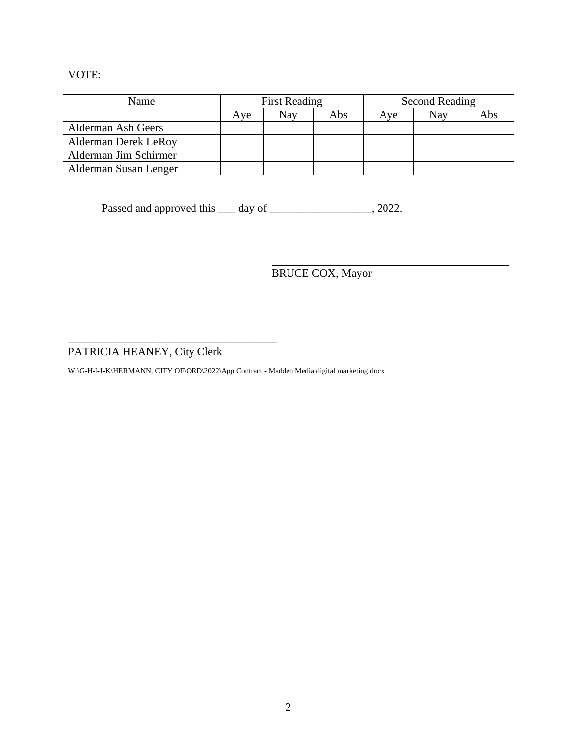VOTE:

| Name | First Reading | | | Second Reading | | |
|---|---|---|---|---|---|---|
| | Aye | Nay | Abs | Aye | Nay | Abs |
| Alderman Ash Geers | | | | | | |
| Alderman Derek LeRoy | | | | | | |
| Alderman Jim Schirmer | | | | | | |
| Alderman Susan Lenger | | | | | | |

Passed and approved this ___ day of __________________, 2022.

_____________________________________________
BRUCE COX, Mayor

______________________________________
PATRICIA HEANEY, City Clerk

W:\G-H-I-J-K\HERMANN, CITY OF\ORD\2022\App Contract - Madden Media digital marketing.docx